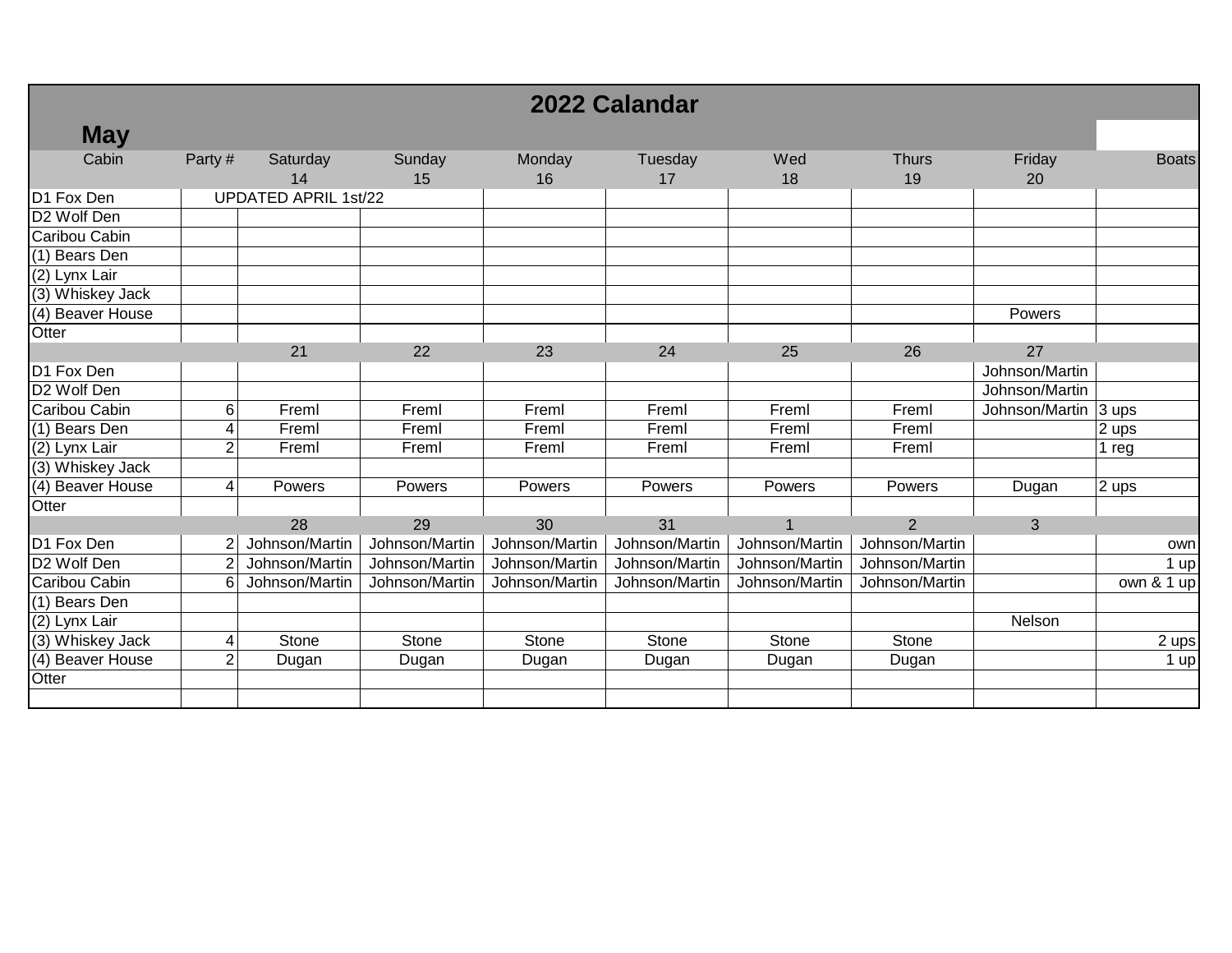# 2022 Calandar

## May

| Cabin | Party # | Saturday | Sunday | Monday | Tuesday | Wed | Thurs | Friday | Boats |
|---|---|---|---|---|---|---|---|---|---|
| | | 14 | 15 | 16 | 17 | 18 | 19 | 20 | |
| D1 Fox Den | UPDATED APRIL 1st/22 | | | | | | | | |
| D2 Wolf Den | | | | | | | | | |
| Caribou Cabin | | | | | | | | | |
| (1) Bears Den | | | | | | | | | |
| (2) Lynx Lair | | | | | | | | | |
| (3) Whiskey Jack | | | | | | | | | |
| (4) Beaver House | | | | | | | | Powers | |
| Otter | | | | | | | | | |
| | | 21 | 22 | 23 | 24 | 25 | 26 | 27 | |
| D1 Fox Den | | | | | | | | Johnson/Martin | |
| D2 Wolf Den | | | | | | | | Johnson/Martin | |
| Caribou Cabin | 6 | Freml | Freml | Freml | Freml | Freml | Freml | Johnson/Martin | 3 ups |
| (1) Bears Den | 4 | Freml | Freml | Freml | Freml | Freml | Freml | | 2 ups |
| (2) Lynx Lair | 2 | Freml | Freml | Freml | Freml | Freml | Freml | | 1 reg |
| (3) Whiskey Jack | | | | | | | | | |
| (4) Beaver House | 4 | Powers | Powers | Powers | Powers | Powers | Powers | Dugan | 2 ups |
| Otter | | | | | | | | | |
| | | 28 | 29 | 30 | 31 | 1 | 2 | 3 | |
| D1 Fox Den | 2 | Johnson/Martin | Johnson/Martin | Johnson/Martin | Johnson/Martin | Johnson/Martin | Johnson/Martin | | own |
| D2 Wolf Den | 2 | Johnson/Martin | Johnson/Martin | Johnson/Martin | Johnson/Martin | Johnson/Martin | Johnson/Martin | | 1 up |
| Caribou Cabin | 6 | Johnson/Martin | Johnson/Martin | Johnson/Martin | Johnson/Martin | Johnson/Martin | Johnson/Martin | | own & 1 up |
| (1) Bears Den | | | | | | | | | |
| (2) Lynx Lair | | | | | | | | Nelson | |
| (3) Whiskey Jack | 4 | Stone | Stone | Stone | Stone | Stone | Stone | | 2 ups |
| (4) Beaver House | 2 | Dugan | Dugan | Dugan | Dugan | Dugan | Dugan | | 1 up |
| Otter | | | | | | | | | |
| | | | | | | | | | |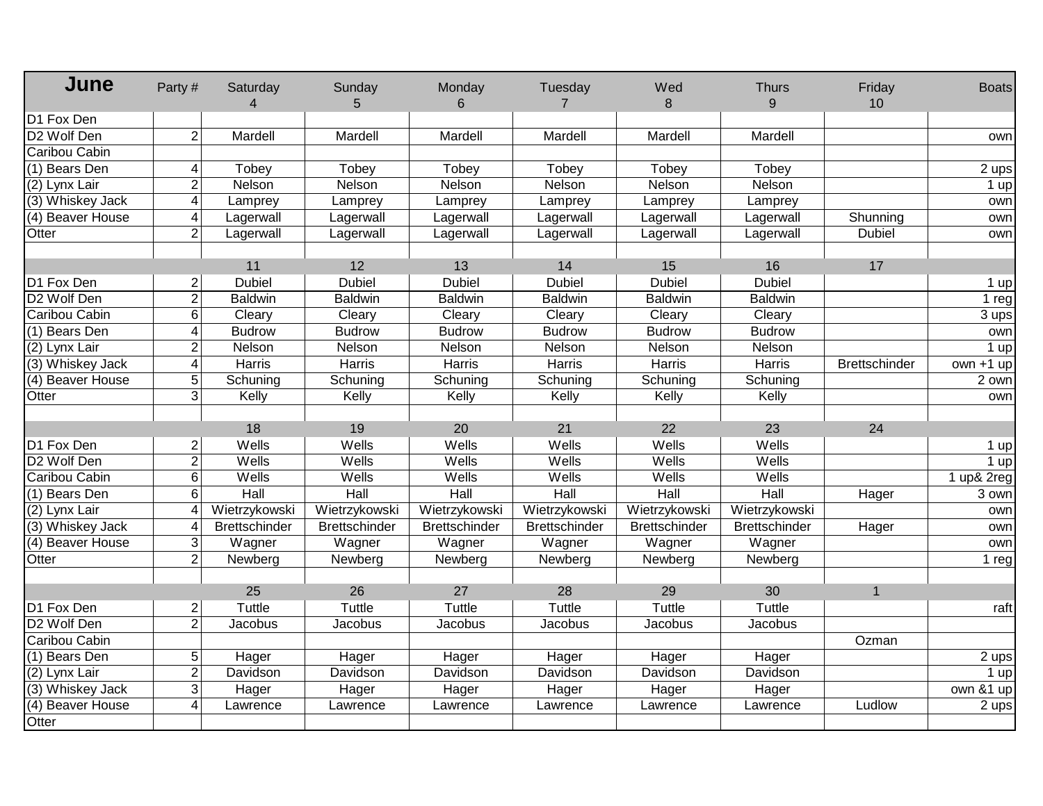| June | Party # | Saturday 4 | Sunday 5 | Monday 6 | Tuesday 7 | Wed 8 | Thurs 9 | Friday 10 | Boats |
|---|---|---|---|---|---|---|---|---|---|
| D1 Fox Den | | | | | | | | | |
| D2 Wolf Den | 2 | Mardell | Mardell | Mardell | Mardell | Mardell | Mardell | | own |
| Caribou Cabin | | | | | | | | | |
| (1) Bears Den | 4 | Tobey | Tobey | Tobey | Tobey | Tobey | Tobey | | 2 ups |
| (2) Lynx Lair | 2 | Nelson | Nelson | Nelson | Nelson | Nelson | Nelson | | 1 up |
| (3) Whiskey Jack | 4 | Lamprey | Lamprey | Lamprey | Lamprey | Lamprey | Lamprey | | own |
| (4) Beaver House | 4 | Lagerwall | Lagerwall | Lagerwall | Lagerwall | Lagerwall | Lagerwall | Shunning | own |
| Otter | 2 | Lagerwall | Lagerwall | Lagerwall | Lagerwall | Lagerwall | Lagerwall | Dubiel | own |
| | | | | | | | | | |
| | | 11 | 12 | 13 | 14 | 15 | 16 | 17 | |
| D1 Fox Den | 2 | Dubiel | Dubiel | Dubiel | Dubiel | Dubiel | Dubiel | | 1 up |
| D2 Wolf Den | 2 | Baldwin | Baldwin | Baldwin | Baldwin | Baldwin | Baldwin | | 1 reg |
| Caribou Cabin | 6 | Cleary | Cleary | Cleary | Cleary | Cleary | Cleary | | 3 ups |
| (1) Bears Den | 4 | Budrow | Budrow | Budrow | Budrow | Budrow | Budrow | | own |
| (2) Lynx Lair | 2 | Nelson | Nelson | Nelson | Nelson | Nelson | Nelson | | 1 up |
| (3) Whiskey Jack | 4 | Harris | Harris | Harris | Harris | Harris | Harris | Brettschinder | own +1 up |
| (4) Beaver House | 5 | Schuning | Schuning | Schuning | Schuning | Schuning | Schuning | | 2 own |
| Otter | 3 | Kelly | Kelly | Kelly | Kelly | Kelly | Kelly | | own |
| | | | | | | | | | |
| | | 18 | 19 | 20 | 21 | 22 | 23 | 24 | |
| D1 Fox Den | 2 | Wells | Wells | Wells | Wells | Wells | Wells | | 1 up |
| D2 Wolf Den | 2 | Wells | Wells | Wells | Wells | Wells | Wells | | 1 up |
| Caribou Cabin | 6 | Wells | Wells | Wells | Wells | Wells | Wells | | 1 up& 2reg |
| (1) Bears Den | 6 | Hall | Hall | Hall | Hall | Hall | Hall | Hager | 3 own |
| (2) Lynx Lair | 4 | Wietrzykowski | Wietrzykowski | Wietrzykowski | Wietrzykowski | Wietrzykowski | Wietrzykowski | | own |
| (3) Whiskey Jack | 4 | Brettschinder | Brettschinder | Brettschinder | Brettschinder | Brettschinder | Brettschinder | Hager | own |
| (4) Beaver House | 3 | Wagner | Wagner | Wagner | Wagner | Wagner | Wagner | | own |
| Otter | 2 | Newberg | Newberg | Newberg | Newberg | Newberg | Newberg | | 1 reg |
| | | | | | | | | | |
| | | 25 | 26 | 27 | 28 | 29 | 30 | 1 | |
| D1 Fox Den | 2 | Tuttle | Tuttle | Tuttle | Tuttle | Tuttle | Tuttle | | raft |
| D2 Wolf Den | 2 | Jacobus | Jacobus | Jacobus | Jacobus | Jacobus | Jacobus | | |
| Caribou Cabin | | | | | | | | Ozman | |
| (1) Bears Den | 5 | Hager | Hager | Hager | Hager | Hager | Hager | | 2 ups |
| (2) Lynx Lair | 2 | Davidson | Davidson | Davidson | Davidson | Davidson | Davidson | | 1 up |
| (3) Whiskey Jack | 3 | Hager | Hager | Hager | Hager | Hager | Hager | | own &1 up |
| (4) Beaver House | 4 | Lawrence | Lawrence | Lawrence | Lawrence | Lawrence | Lawrence | Ludlow | 2 ups |
| Otter | | | | | | | | | |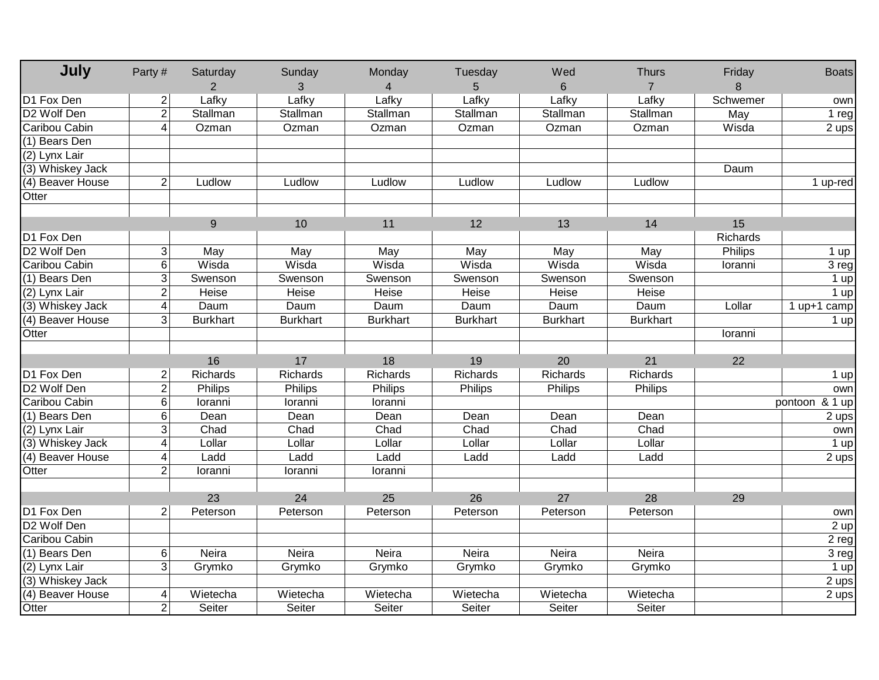| July | Party # | Saturday | Sunday | Monday | Tuesday | Wed | Thurs | Friday | Boats |
|---|---|---|---|---|---|---|---|---|---|
| | | 2 | 3 | 4 | 5 | 6 | 7 | 8 | |
| D1 Fox Den | 2 | Lafky | Lafky | Lafky | Lafky | Lafky | Lafky | Schwemer | own |
| D2 Wolf Den | 2 | Stallman | Stallman | Stallman | Stallman | Stallman | Stallman | May | 1 reg |
| Caribou Cabin | 4 | Ozman | Ozman | Ozman | Ozman | Ozman | Ozman | Wisda | 2 ups |
| (1) Bears Den | | | | | | | | | |
| (2) Lynx Lair | | | | | | | | | |
| (3) Whiskey Jack | | | | | | | | Daum | |
| (4) Beaver House | 2 | Ludlow | Ludlow | Ludlow | Ludlow | Ludlow | Ludlow | | 1 up-red |
| Otter | | | | | | | | | |
| | | | | | | | | | |
| | | 9 | 10 | 11 | 12 | 13 | 14 | 15 | |
| D1 Fox Den | | | | | | | | Richards | |
| D2 Wolf Den | 3 | May | May | May | May | May | May | Philips | 1 up |
| Caribou Cabin | 6 | Wisda | Wisda | Wisda | Wisda | Wisda | Wisda | Ioranni | 3 reg |
| (1) Bears Den | 3 | Swenson | Swenson | Swenson | Swenson | Swenson | Swenson | | 1 up |
| (2) Lynx Lair | 2 | Heise | Heise | Heise | Heise | Heise | Heise | | 1 up |
| (3) Whiskey Jack | 4 | Daum | Daum | Daum | Daum | Daum | Daum | Lollar | 1 up+1 camp |
| (4) Beaver House | 3 | Burkhart | Burkhart | Burkhart | Burkhart | Burkhart | Burkhart | | 1 up |
| Otter | | | | | | | | Ioranni | |
| | | | | | | | | | |
| | | 16 | 17 | 18 | 19 | 20 | 21 | 22 | |
| D1 Fox Den | 2 | Richards | Richards | Richards | Richards | Richards | Richards | | 1 up |
| D2 Wolf Den | 2 | Philips | Philips | Philips | Philips | Philips | Philips | | own |
| Caribou Cabin | 6 | Ioranni | Ioranni | Ioranni | | | | | pontoon & 1 up |
| (1) Bears Den | 6 | Dean | Dean | Dean | Dean | Dean | Dean | | 2 ups |
| (2) Lynx Lair | 3 | Chad | Chad | Chad | Chad | Chad | Chad | | own |
| (3) Whiskey Jack | 4 | Lollar | Lollar | Lollar | Lollar | Lollar | Lollar | | 1 up |
| (4) Beaver House | 4 | Ladd | Ladd | Ladd | Ladd | Ladd | Ladd | | 2 ups |
| Otter | 2 | Ioranni | Ioranni | Ioranni | | | | | |
| | | | | | | | | | |
| | | 23 | 24 | 25 | 26 | 27 | 28 | 29 | |
| D1 Fox Den | 2 | Peterson | Peterson | Peterson | Peterson | Peterson | Peterson | | own |
| D2 Wolf Den | | | | | | | | | 2 up |
| Caribou Cabin | | | | | | | | | 2 reg |
| (1) Bears Den | 6 | Neira | Neira | Neira | Neira | Neira | Neira | | 3 reg |
| (2) Lynx Lair | 3 | Grymko | Grymko | Grymko | Grymko | Grymko | Grymko | | 1 up |
| (3) Whiskey Jack | | | | | | | | | 2 ups |
| (4) Beaver House | 4 | Wietecha | Wietecha | Wietecha | Wietecha | Wietecha | Wietecha | | 2 ups |
| Otter | 2 | Seiter | Seiter | Seiter | Seiter | Seiter | Seiter | | |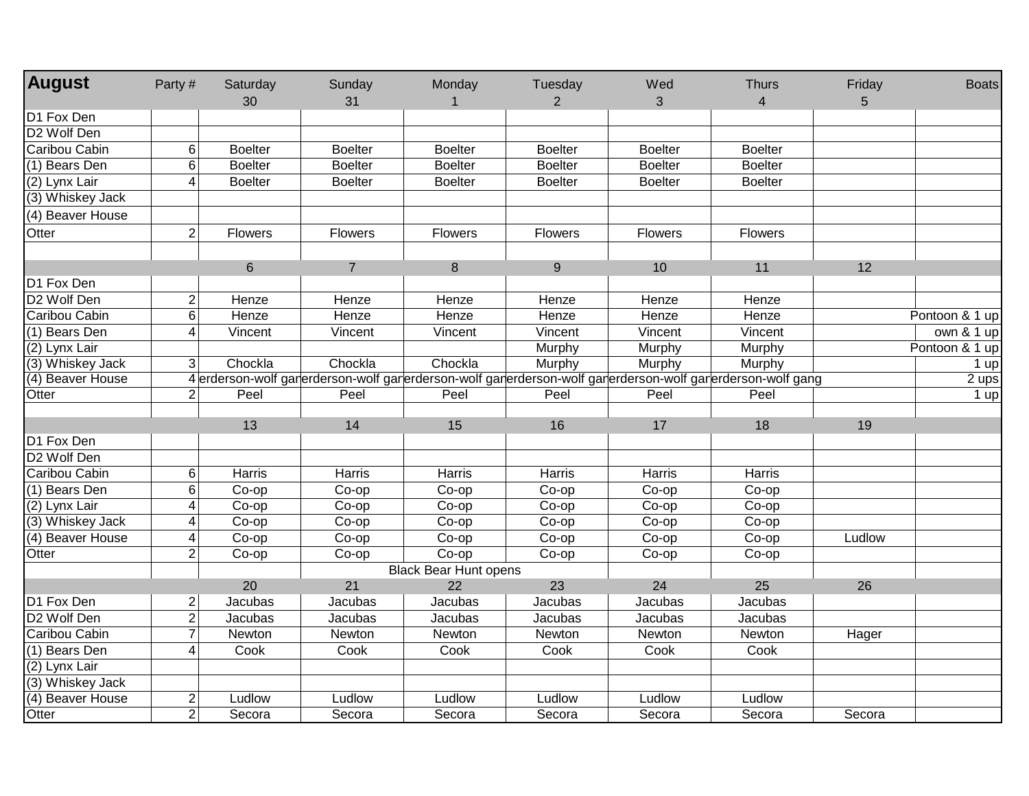| August | Party # | Saturday | Sunday | Monday | Tuesday | Wed | Thurs | Friday | Boats |
|---|---|---|---|---|---|---|---|---|---|
| | | 30 | 31 | 1 | 2 | 3 | 4 | 5 | |
| D1 Fox Den | | | | | | | | | |
| D2 Wolf Den | | | | | | | | | |
| Caribou Cabin | 6 | Boelter | Boelter | Boelter | Boelter | Boelter | Boelter | | |
| (1) Bears Den | 6 | Boelter | Boelter | Boelter | Boelter | Boelter | Boelter | | |
| (2) Lynx Lair | 4 | Boelter | Boelter | Boelter | Boelter | Boelter | Boelter | | |
| (3) Whiskey Jack | | | | | | | | | |
| (4) Beaver House | | | | | | | | | |
| Otter | 2 | Flowers | Flowers | Flowers | Flowers | Flowers | Flowers | | |
| | | | | | | | | | |
| | | 6 | 7 | 8 | 9 | 10 | 11 | 12 | |
| D1 Fox Den | | | | | | | | | |
| D2 Wolf Den | 2 | Henze | Henze | Henze | Henze | Henze | Henze | | |
| Caribou Cabin | 6 | Henze | Henze | Henze | Henze | Henze | Henze | | Pontoon & 1 up |
| (1) Bears Den | 4 | Vincent | Vincent | Vincent | Vincent | Vincent | Vincent | | own & 1 up |
| (2) Lynx Lair | | | | | Murphy | Murphy | Murphy | | Pontoon & 1 up |
| (3) Whiskey Jack | 3 | Chockla | Chockla | Chockla | Murphy | Murphy | Murphy | | 1 up |
| (4) Beaver House | 4 | erderson-wolf gar | erderson-wolf gar | erderson-wolf gar | erderson-wolf gar | erderson-wolf gar | erderson-wolf gang | | 2 ups |
| Otter | 2 | Peel | Peel | Peel | Peel | Peel | Peel | | 1 up |
| | | | | | | | | | |
| | | 13 | 14 | 15 | 16 | 17 | 18 | 19 | |
| D1 Fox Den | | | | | | | | | |
| D2 Wolf Den | | | | | | | | | |
| Caribou Cabin | 6 | Harris | Harris | Harris | Harris | Harris | Harris | | |
| (1) Bears Den | 6 | Co-op | Co-op | Co-op | Co-op | Co-op | Co-op | | |
| (2) Lynx Lair | 4 | Co-op | Co-op | Co-op | Co-op | Co-op | Co-op | | |
| (3) Whiskey Jack | 4 | Co-op | Co-op | Co-op | Co-op | Co-op | Co-op | | |
| (4) Beaver House | 4 | Co-op | Co-op | Co-op | Co-op | Co-op | Co-op | Ludlow | |
| Otter | 2 | Co-op | Co-op | Co-op | Co-op | Co-op | Co-op | | |
| | | | | Black Bear Hunt opens | | | | | |
| | | 20 | 21 | 22 | 23 | 24 | 25 | 26 | |
| D1 Fox Den | 2 | Jacubas | Jacubas | Jacubas | Jacubas | Jacubas | Jacubas | | |
| D2 Wolf Den | 2 | Jacubas | Jacubas | Jacubas | Jacubas | Jacubas | Jacubas | | |
| Caribou Cabin | 7 | Newton | Newton | Newton | Newton | Newton | Newton | Hager | |
| (1) Bears Den | 4 | Cook | Cook | Cook | Cook | Cook | Cook | | |
| (2) Lynx Lair | | | | | | | | | |
| (3) Whiskey Jack | | | | | | | | | |
| (4) Beaver House | 2 | Ludlow | Ludlow | Ludlow | Ludlow | Ludlow | Ludlow | | |
| Otter | 2 | Secora | Secora | Secora | Secora | Secora | Secora | Secora | |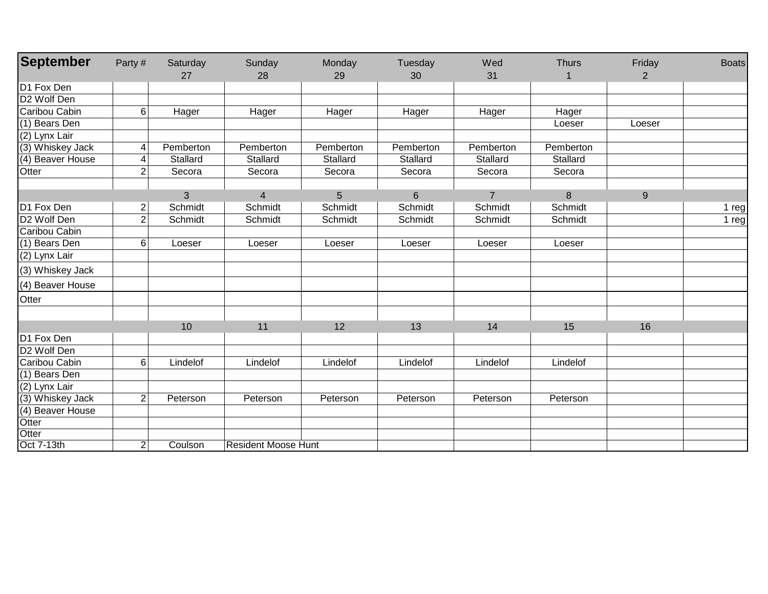| September | Party # | Saturday | Sunday | Monday | Tuesday | Wed | Thurs | Friday | Boats |
|---|---|---|---|---|---|---|---|---|---|
| | | 27 | 28 | 29 | 30 | 31 | 1 | 2 | |
| D1 Fox Den | | | | | | | | | |
| D2 Wolf Den | | | | | | | | | |
| Caribou Cabin | 6 | Hager | Hager | Hager | Hager | Hager | Hager | | |
| (1) Bears Den | | | | | | | Loeser | Loeser | |
| (2) Lynx Lair | | | | | | | | | |
| (3) Whiskey Jack | 4 | Pemberton | Pemberton | Pemberton | Pemberton | Pemberton | Pemberton | | |
| (4) Beaver House | 4 | Stallard | Stallard | Stallard | Stallard | Stallard | Stallard | | |
| Otter | 2 | Secora | Secora | Secora | Secora | Secora | Secora | | |
| | | | | | | | | | |
| | | 3 | 4 | 5 | 6 | 7 | 8 | 9 | |
| D1 Fox Den | 2 | Schmidt | Schmidt | Schmidt | Schmidt | Schmidt | Schmidt | | 1 reg |
| D2 Wolf Den | 2 | Schmidt | Schmidt | Schmidt | Schmidt | Schmidt | Schmidt | | 1 reg |
| Caribou Cabin | | | | | | | | | |
| (1) Bears Den | 6 | Loeser | Loeser | Loeser | Loeser | Loeser | Loeser | | |
| (2) Lynx Lair | | | | | | | | | |
| (3) Whiskey Jack | | | | | | | | | |
| (4) Beaver House | | | | | | | | | |
| Otter | | | | | | | | | |
| | | | | | | | | | |
| | | 10 | 11 | 12 | 13 | 14 | 15 | 16 | |
| D1 Fox Den | | | | | | | | | |
| D2 Wolf Den | | | | | | | | | |
| Caribou Cabin | 6 | Lindelof | Lindelof | Lindelof | Lindelof | Lindelof | Lindelof | | |
| (1) Bears Den | | | | | | | | | |
| (2) Lynx Lair | | | | | | | | | |
| (3) Whiskey Jack | 2 | Peterson | Peterson | Peterson | Peterson | Peterson | Peterson | | |
| (4) Beaver House | | | | | | | | | |
| Otter | | | | | | | | | |
| Otter | | | | | | | | | |
| Oct 7-13th | 2 | Coulson | Resident Moose Hunt | | | | | | |